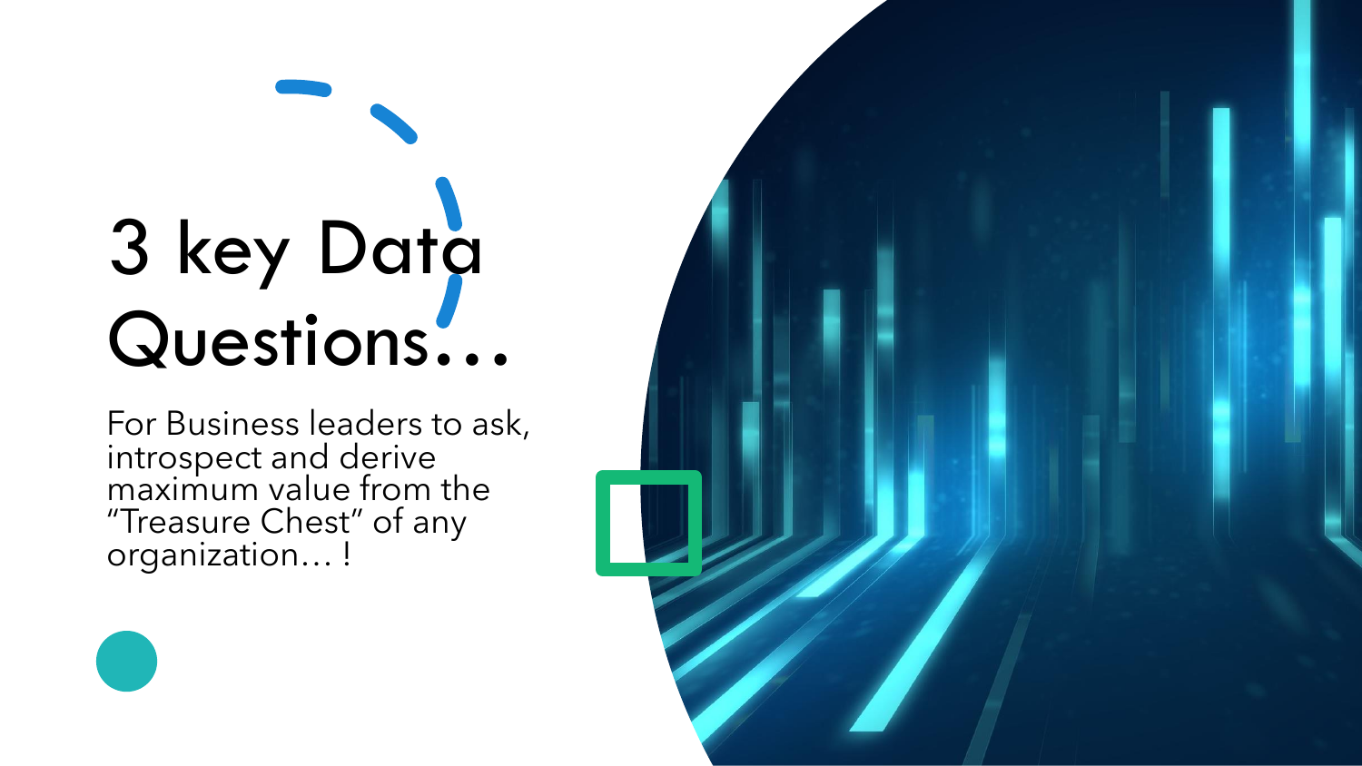# 3 key Data Questions…

For Business leaders to ask, introspect and derive maximum value from the “Treasure Chest” of any organization… !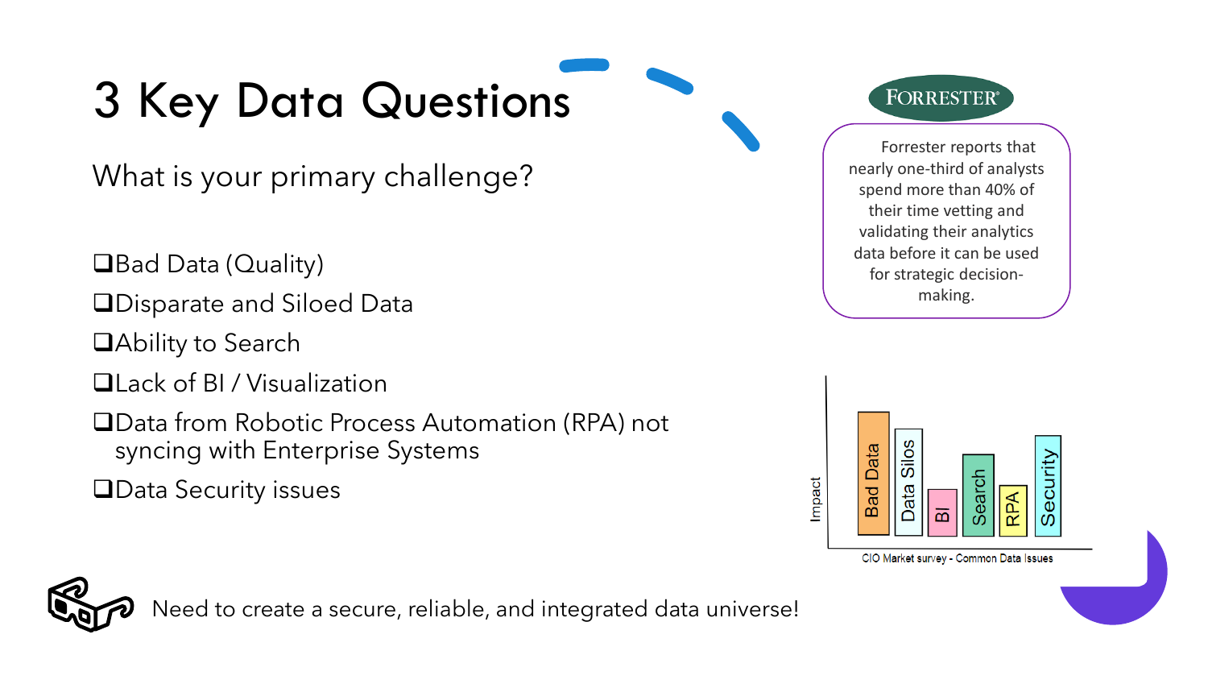# 3 Key Data Questions

What is your primary challenge?

- ❑Bad Data (Quality)
- ❑Disparate and Siloed Data
- ❑Ability to Search
- ❑Lack of BI / Visualization
- ❑Data from Robotic Process Automation (RPA) not syncing with Enterprise Systems
- ❑Data Security issues

FORRESTER

Forrester reports that nearly one-third of analysts spend more than 40% of their time vetting and validating their analytics data before it can be used for strategic decision-making.

Impact

Bad Data | Data Silos | BI | Search | RPA | Security

CIO Market survey - Common Data Issues

Need to create a secure, reliable, and integrated data universe!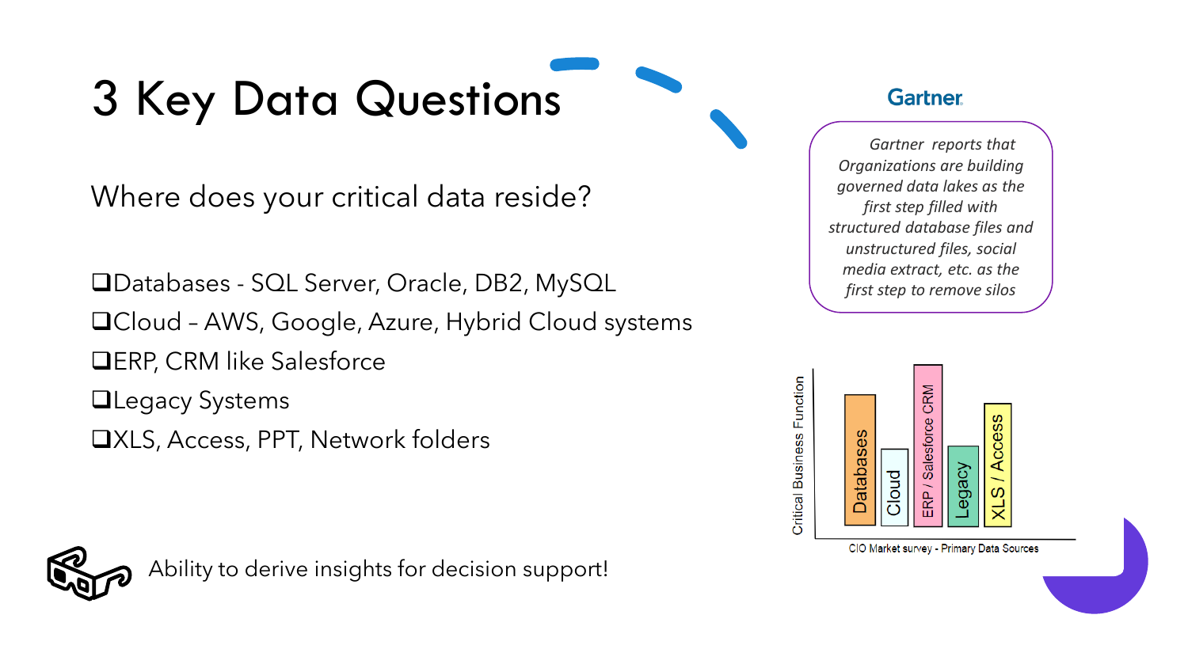# 3 Key Data Questions

Where does your critical data reside?

- ❑Databases - SQL Server, Oracle, DB2, MySQL
- ❑Cloud – AWS, Google, Azure, Hybrid Cloud systems
- ❑ERP, CRM like Salesforce
- ❑Legacy Systems
- ❑XLS, Access, PPT, Network folders

Ability to derive insights for decision support!

**Gartner**

*Gartner reports that Organizations are building governed data lakes as the first step filled with structured database files and unstructured files, social media extract, etc. as the first step to remove silos*

Critical Business Function

Databases | Cloud | ERP / Salesforce CRM | Legacy | XLS / Access

CIO Market survey - Primary Data Sources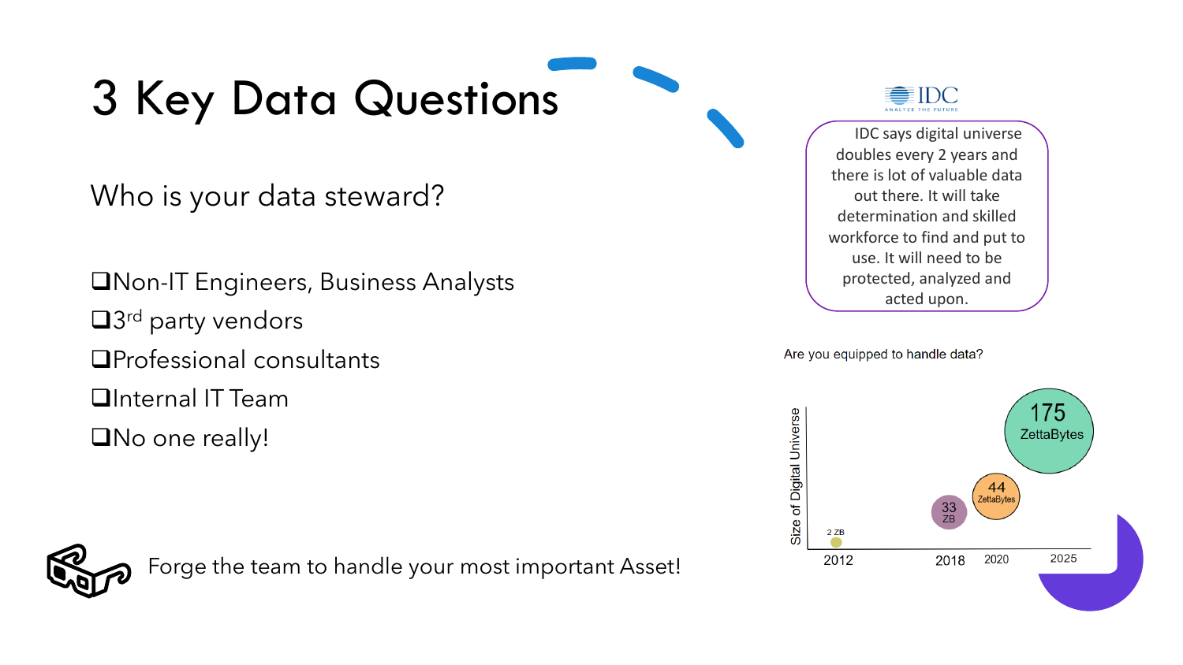# 3 Key Data Questions

Who is your data steward?

- ❑Non-IT Engineers, Business Analysts
- ❑3rd party vendors
- ❑Professional consultants
- ❑Internal IT Team
- ❑No one really!

IDC

IDC says digital universe doubles every 2 years and there is lot of valuable data out there. It will take determination and skilled workforce to find and put to use. It will need to be protected, analyzed and acted upon.

Are you equipped to handle data?

Size of Digital Universe

- 2012: 2 ZB
- 2018: 33 ZB
- 2020: 44 ZettaBytes
- 2025: 175 ZettaBytes

Forge the team to handle your most important Asset!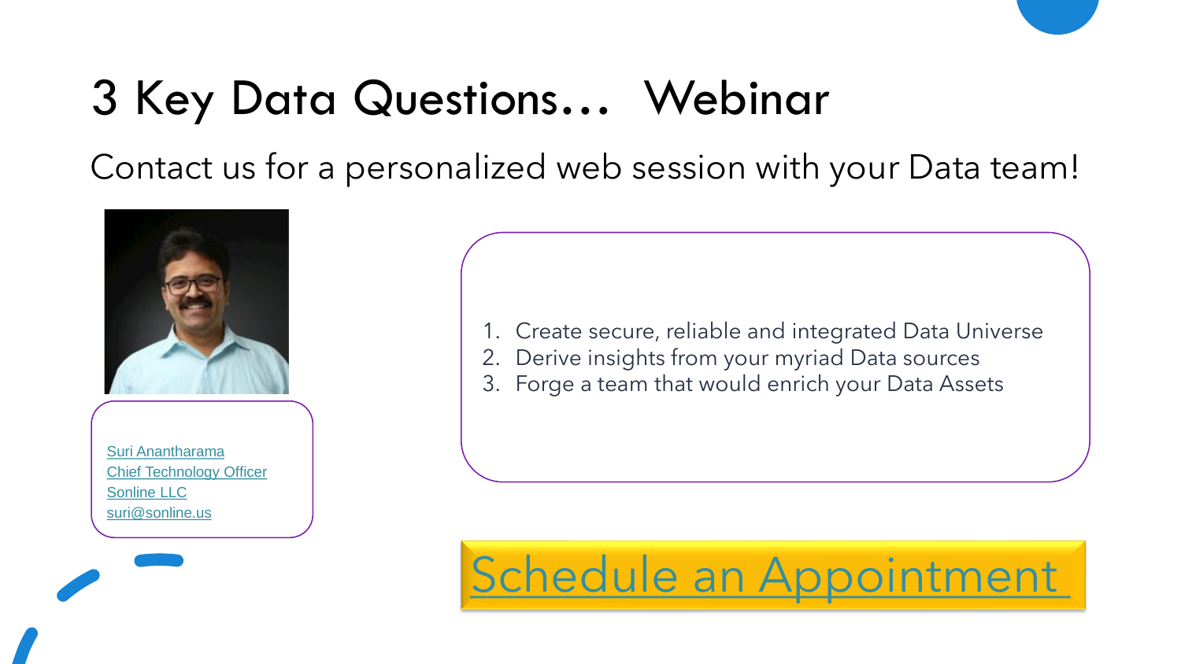# 3 Key Data Questions… Webinar

Contact us for a personalized web session with your Data team!

Suri Anantharama
Chief Technology Officer
Sonline LLC
suri@sonline.us

1. Create secure, reliable and integrated Data Universe
2. Derive insights from your myriad Data sources
3. Forge a team that would enrich your Data Assets

Schedule an Appointment